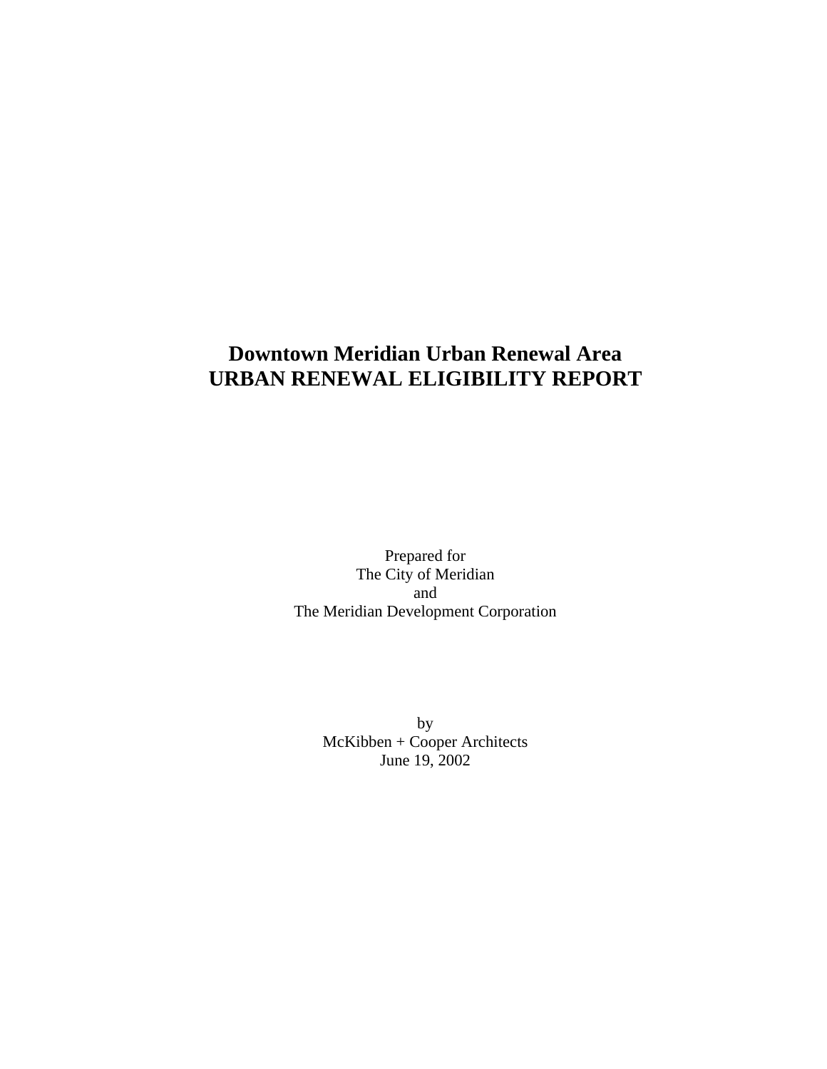# Downtown Meridian Urban Renewal Area
# URBAN RENEWAL ELIGIBILITY REPORT

Prepared for
The City of Meridian
and
The Meridian Development Corporation

by
McKibben + Cooper Architects
June 19, 2002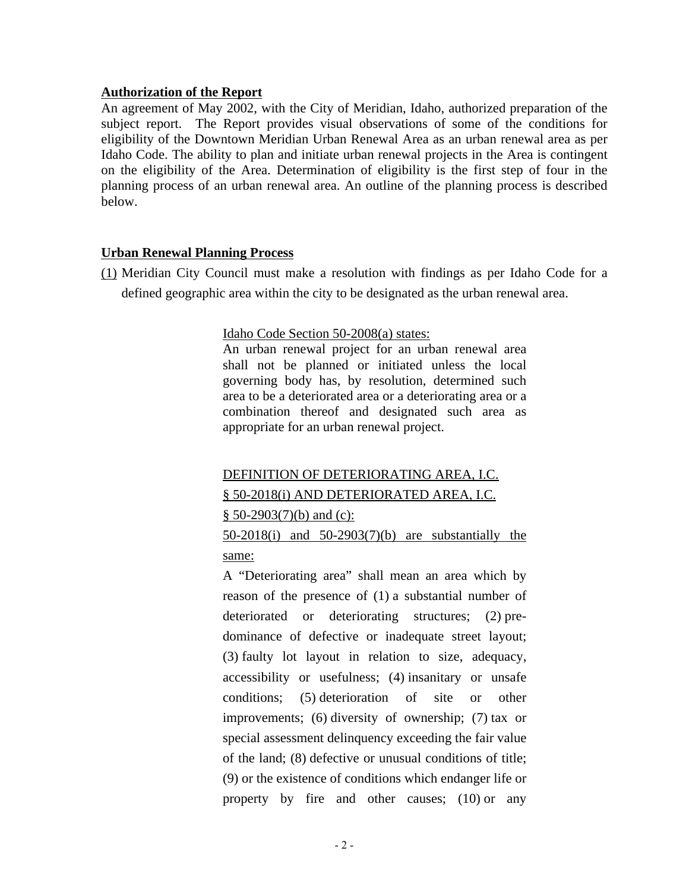**Authorization of the Report**

An agreement of May 2002, with the City of Meridian, Idaho, authorized preparation of the subject report. The Report provides visual observations of some of the conditions for eligibility of the Downtown Meridian Urban Renewal Area as an urban renewal area as per Idaho Code. The ability to plan and initiate urban renewal projects in the Area is contingent on the eligibility of the Area. Determination of eligibility is the first step of four in the planning process of an urban renewal area. An outline of the planning process is described below.

**Urban Renewal Planning Process**

(1) Meridian City Council must make a resolution with findings as per Idaho Code for a defined geographic area within the city to be designated as the urban renewal area.

> Idaho Code Section 50-2008(a) states:
>
> An urban renewal project for an urban renewal area shall not be planned or initiated unless the local governing body has, by resolution, determined such area to be a deteriorated area or a deteriorating area or a combination thereof and designated such area as appropriate for an urban renewal project.
>
> DEFINITION OF DETERIORATING AREA, I.C. § 50-2018(i) AND DETERIORATED AREA, I.C. § 50-2903(7)(b) and (c):
>
> 50-2018(i) and 50-2903(7)(b) are substantially the same:
>
> A "Deteriorating area" shall mean an area which by reason of the presence of (1) a substantial number of deteriorated or deteriorating structures; (2) pre-dominance of defective or inadequate street layout; (3) faulty lot layout in relation to size, adequacy, accessibility or usefulness; (4) insanitary or unsafe conditions; (5) deterioration of site or other improvements; (6) diversity of ownership; (7) tax or special assessment delinquency exceeding the fair value of the land; (8) defective or unusual conditions of title; (9) or the existence of conditions which endanger life or property by fire and other causes; (10) or any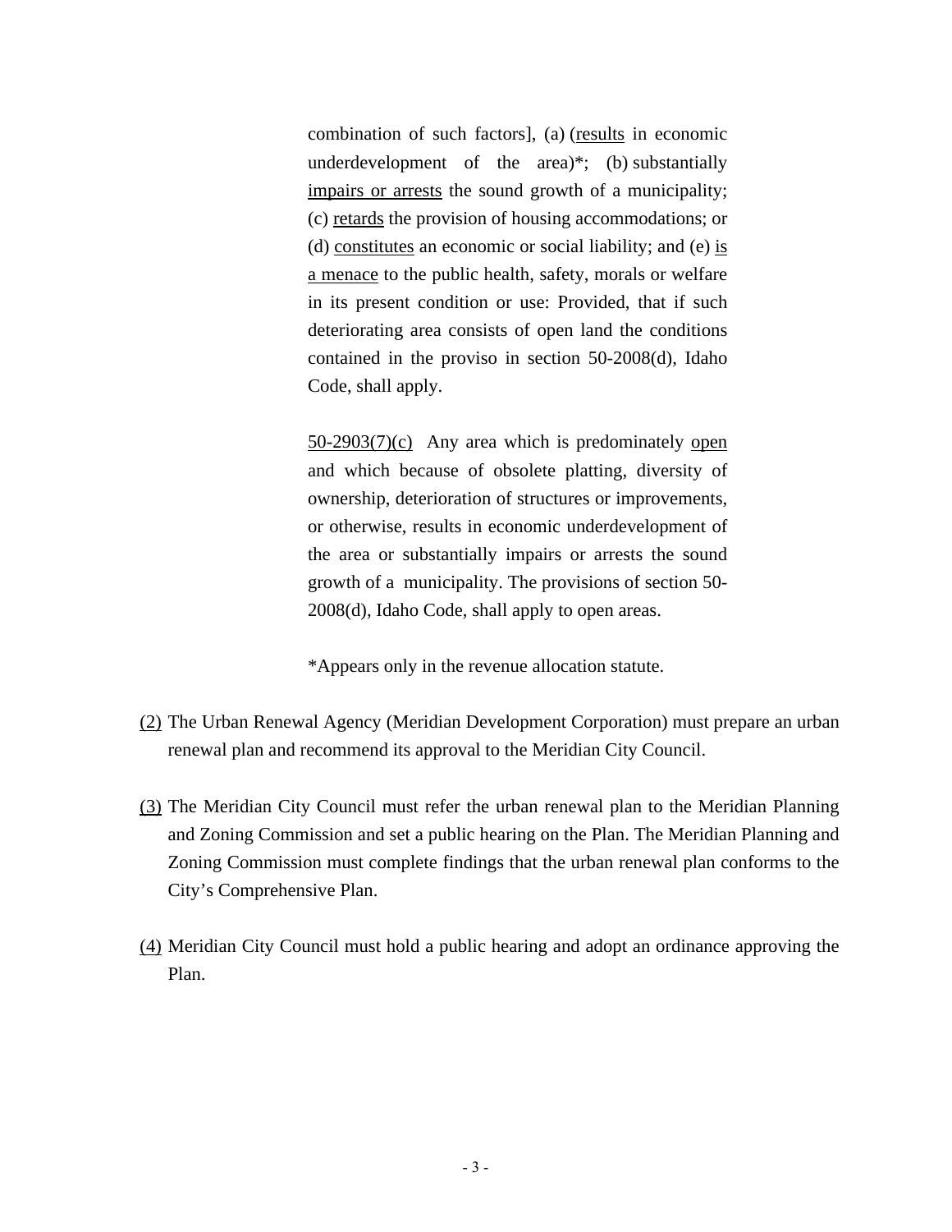combination of such factors], (a) (<u>results</u> in economic underdevelopment of the area)*; (b) substantially <u>impairs or arrests</u> the sound growth of a municipality; (c) <u>retards</u> the provision of housing accommodations; or (d) <u>constitutes</u> an economic or social liability; and (e) <u>is a menace</u> to the public health, safety, morals or welfare in its present condition or use: Provided, that if such deteriorating area consists of open land the conditions contained in the proviso in section 50-2008(d), Idaho Code, shall apply.

<u>50-2903(7)(c)</u> Any area which is predominately <u>open</u> and which because of obsolete platting, diversity of ownership, deterioration of structures or improvements, or otherwise, results in economic underdevelopment of the area or substantially impairs or arrests the sound growth of a municipality. The provisions of section 50-2008(d), Idaho Code, shall apply to open areas.

*Appears only in the revenue allocation statute.

<u>(2)</u> The Urban Renewal Agency (Meridian Development Corporation) must prepare an urban renewal plan and recommend its approval to the Meridian City Council.

<u>(3)</u> The Meridian City Council must refer the urban renewal plan to the Meridian Planning and Zoning Commission and set a public hearing on the Plan. The Meridian Planning and Zoning Commission must complete findings that the urban renewal plan conforms to the City's Comprehensive Plan.

<u>(4)</u> Meridian City Council must hold a public hearing and adopt an ordinance approving the Plan.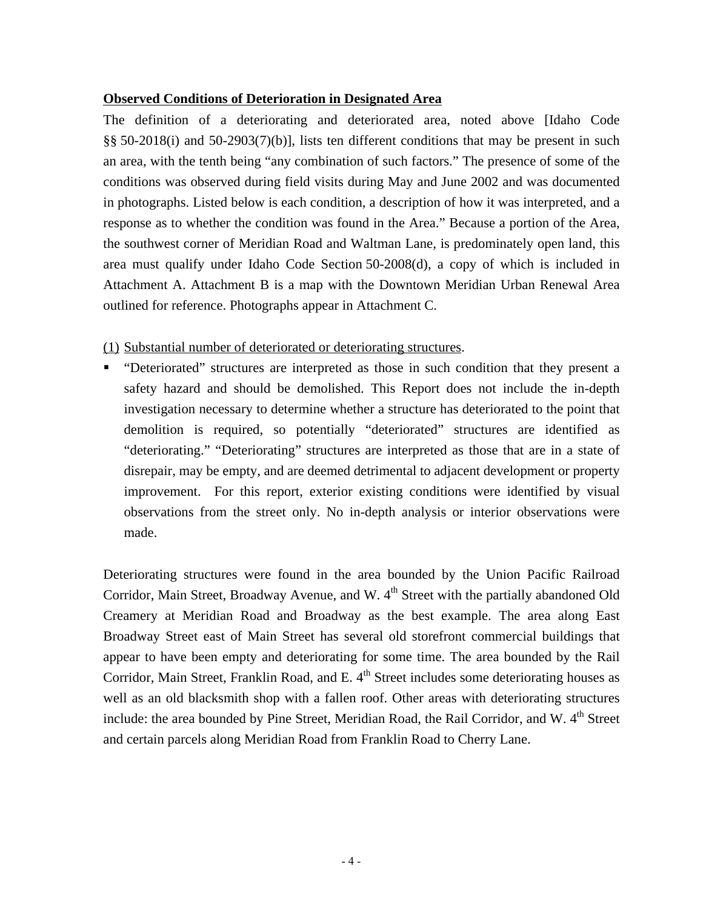**Observed Conditions of Deterioration in Designated Area**

The definition of a deteriorating and deteriorated area, noted above [Idaho Code §§ 50-2018(i) and 50-2903(7)(b)], lists ten different conditions that may be present in such an area, with the tenth being "any combination of such factors." The presence of some of the conditions was observed during field visits during May and June 2002 and was documented in photographs. Listed below is each condition, a description of how it was interpreted, and a response as to whether the condition was found in the Area." Because a portion of the Area, the southwest corner of Meridian Road and Waltman Lane, is predominately open land, this area must qualify under Idaho Code Section 50-2008(d), a copy of which is included in Attachment A. Attachment B is a map with the Downtown Meridian Urban Renewal Area outlined for reference. Photographs appear in Attachment C.

(1) Substantial number of deteriorated or deteriorating structures.

- "Deteriorated" structures are interpreted as those in such condition that they present a safety hazard and should be demolished. This Report does not include the in-depth investigation necessary to determine whether a structure has deteriorated to the point that demolition is required, so potentially "deteriorated" structures are identified as "deteriorating." "Deteriorating" structures are interpreted as those that are in a state of disrepair, may be empty, and are deemed detrimental to adjacent development or property improvement. For this report, exterior existing conditions were identified by visual observations from the street only. No in-depth analysis or interior observations were made.

Deteriorating structures were found in the area bounded by the Union Pacific Railroad Corridor, Main Street, Broadway Avenue, and W. 4th Street with the partially abandoned Old Creamery at Meridian Road and Broadway as the best example. The area along East Broadway Street east of Main Street has several old storefront commercial buildings that appear to have been empty and deteriorating for some time. The area bounded by the Rail Corridor, Main Street, Franklin Road, and E. 4th Street includes some deteriorating houses as well as an old blacksmith shop with a fallen roof. Other areas with deteriorating structures include: the area bounded by Pine Street, Meridian Road, the Rail Corridor, and W. 4th Street and certain parcels along Meridian Road from Franklin Road to Cherry Lane.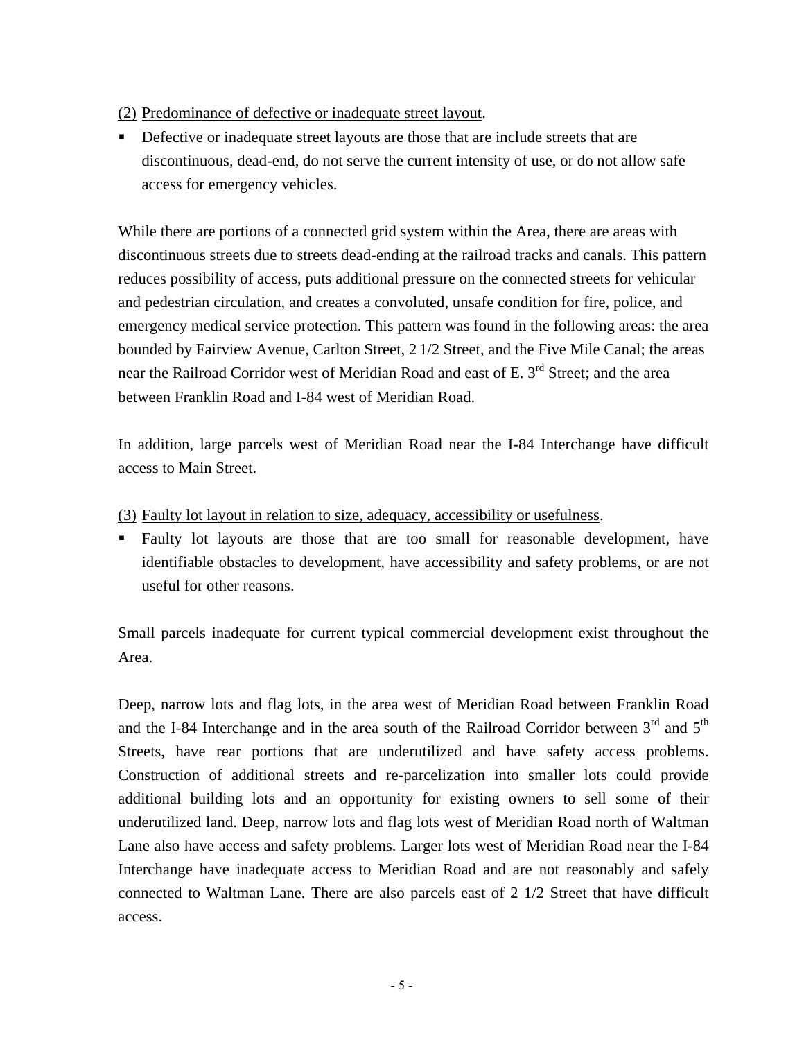(2) <u>Predominance of defective or inadequate street layout</u>.

- Defective or inadequate street layouts are those that are include streets that are discontinuous, dead-end, do not serve the current intensity of use, or do not allow safe access for emergency vehicles.

While there are portions of a connected grid system within the Area, there are areas with discontinuous streets due to streets dead-ending at the railroad tracks and canals. This pattern reduces possibility of access, puts additional pressure on the connected streets for vehicular and pedestrian circulation, and creates a convoluted, unsafe condition for fire, police, and emergency medical service protection. This pattern was found in the following areas: the area bounded by Fairview Avenue, Carlton Street, 2 1/2 Street, and the Five Mile Canal; the areas near the Railroad Corridor west of Meridian Road and east of E. 3rd Street; and the area between Franklin Road and I-84 west of Meridian Road.

In addition, large parcels west of Meridian Road near the I-84 Interchange have difficult access to Main Street.

(3) <u>Faulty lot layout in relation to size, adequacy, accessibility or usefulness</u>.

- Faulty lot layouts are those that are too small for reasonable development, have identifiable obstacles to development, have accessibility and safety problems, or are not useful for other reasons.

Small parcels inadequate for current typical commercial development exist throughout the Area.

Deep, narrow lots and flag lots, in the area west of Meridian Road between Franklin Road and the I-84 Interchange and in the area south of the Railroad Corridor between 3rd and 5th Streets, have rear portions that are underutilized and have safety access problems. Construction of additional streets and re-parcelization into smaller lots could provide additional building lots and an opportunity for existing owners to sell some of their underutilized land. Deep, narrow lots and flag lots west of Meridian Road north of Waltman Lane also have access and safety problems. Larger lots west of Meridian Road near the I-84 Interchange have inadequate access to Meridian Road and are not reasonably and safely connected to Waltman Lane. There are also parcels east of 2 1/2 Street that have difficult access.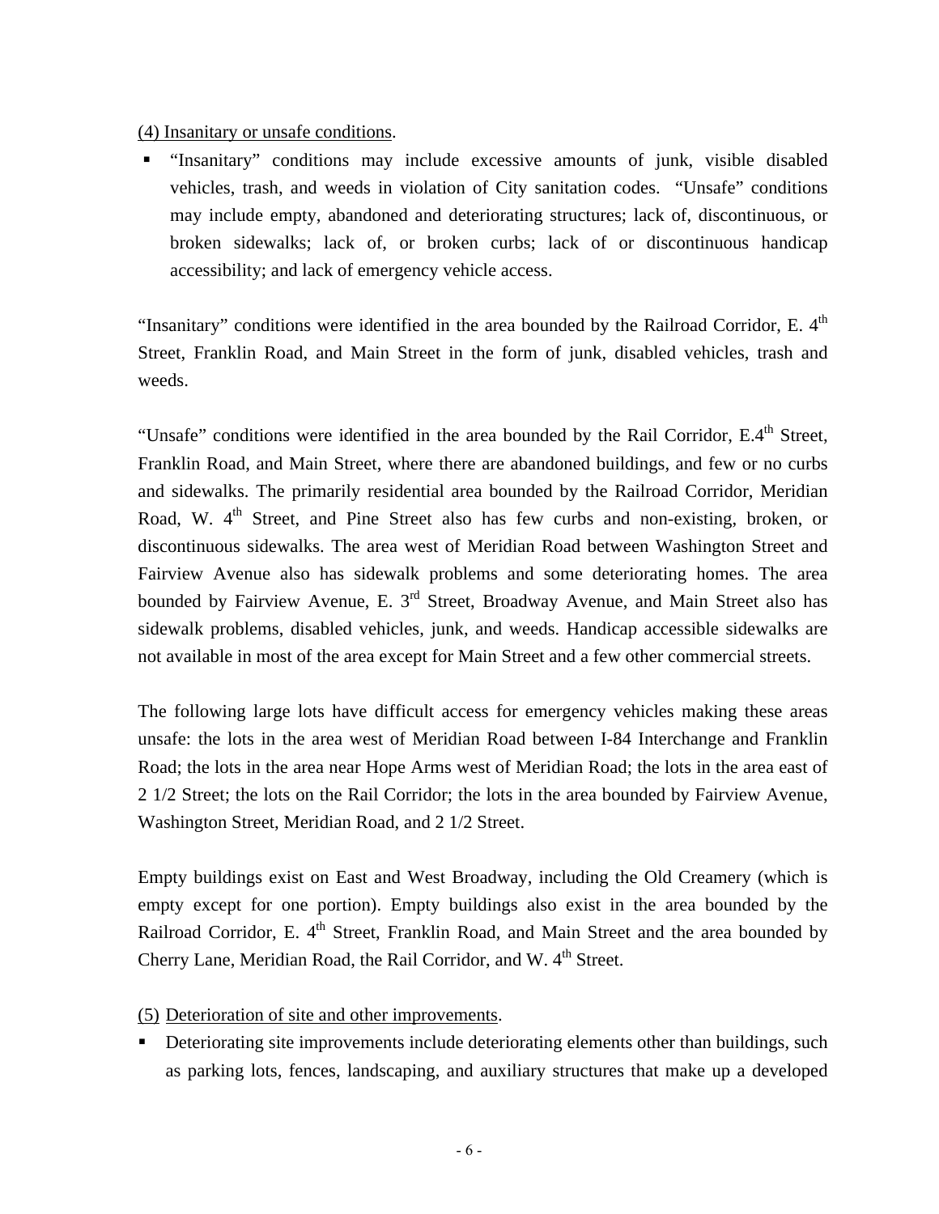(4) Insanitary or unsafe conditions.

- "Insanitary" conditions may include excessive amounts of junk, visible disabled vehicles, trash, and weeds in violation of City sanitation codes. "Unsafe" conditions may include empty, abandoned and deteriorating structures; lack of, discontinuous, or broken sidewalks; lack of, or broken curbs; lack of or discontinuous handicap accessibility; and lack of emergency vehicle access.

"Insanitary" conditions were identified in the area bounded by the Railroad Corridor, E. 4th Street, Franklin Road, and Main Street in the form of junk, disabled vehicles, trash and weeds.

"Unsafe" conditions were identified in the area bounded by the Rail Corridor, E.4th Street, Franklin Road, and Main Street, where there are abandoned buildings, and few or no curbs and sidewalks. The primarily residential area bounded by the Railroad Corridor, Meridian Road, W. 4th Street, and Pine Street also has few curbs and non-existing, broken, or discontinuous sidewalks. The area west of Meridian Road between Washington Street and Fairview Avenue also has sidewalk problems and some deteriorating homes. The area bounded by Fairview Avenue, E. 3rd Street, Broadway Avenue, and Main Street also has sidewalk problems, disabled vehicles, junk, and weeds. Handicap accessible sidewalks are not available in most of the area except for Main Street and a few other commercial streets.

The following large lots have difficult access for emergency vehicles making these areas unsafe: the lots in the area west of Meridian Road between I-84 Interchange and Franklin Road; the lots in the area near Hope Arms west of Meridian Road; the lots in the area east of 2 1/2 Street; the lots on the Rail Corridor; the lots in the area bounded by Fairview Avenue, Washington Street, Meridian Road, and 2 1/2 Street.

Empty buildings exist on East and West Broadway, including the Old Creamery (which is empty except for one portion). Empty buildings also exist in the area bounded by the Railroad Corridor, E. 4th Street, Franklin Road, and Main Street and the area bounded by Cherry Lane, Meridian Road, the Rail Corridor, and W. 4th Street.

(5) Deterioration of site and other improvements.

- Deteriorating site improvements include deteriorating elements other than buildings, such as parking lots, fences, landscaping, and auxiliary structures that make up a developed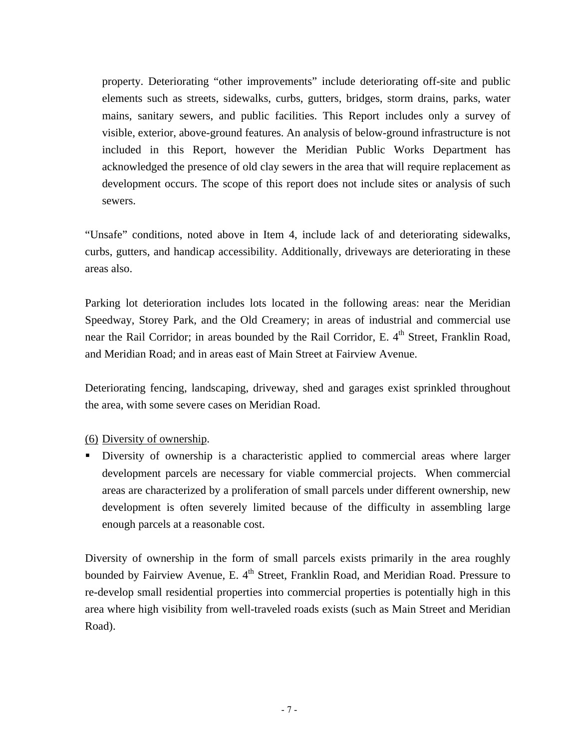property. Deteriorating "other improvements" include deteriorating off-site and public elements such as streets, sidewalks, curbs, gutters, bridges, storm drains, parks, water mains, sanitary sewers, and public facilities. This Report includes only a survey of visible, exterior, above-ground features. An analysis of below-ground infrastructure is not included in this Report, however the Meridian Public Works Department has acknowledged the presence of old clay sewers in the area that will require replacement as development occurs. The scope of this report does not include sites or analysis of such sewers.

"Unsafe" conditions, noted above in Item 4, include lack of and deteriorating sidewalks, curbs, gutters, and handicap accessibility. Additionally, driveways are deteriorating in these areas also.

Parking lot deterioration includes lots located in the following areas: near the Meridian Speedway, Storey Park, and the Old Creamery; in areas of industrial and commercial use near the Rail Corridor; in areas bounded by the Rail Corridor, E. 4th Street, Franklin Road, and Meridian Road; and in areas east of Main Street at Fairview Avenue.

Deteriorating fencing, landscaping, driveway, shed and garages exist sprinkled throughout the area, with some severe cases on Meridian Road.

(6) <u>Diversity of ownership</u>.

- Diversity of ownership is a characteristic applied to commercial areas where larger development parcels are necessary for viable commercial projects. When commercial areas are characterized by a proliferation of small parcels under different ownership, new development is often severely limited because of the difficulty in assembling large enough parcels at a reasonable cost.

Diversity of ownership in the form of small parcels exists primarily in the area roughly bounded by Fairview Avenue, E. 4th Street, Franklin Road, and Meridian Road. Pressure to re-develop small residential properties into commercial properties is potentially high in this area where high visibility from well-traveled roads exists (such as Main Street and Meridian Road).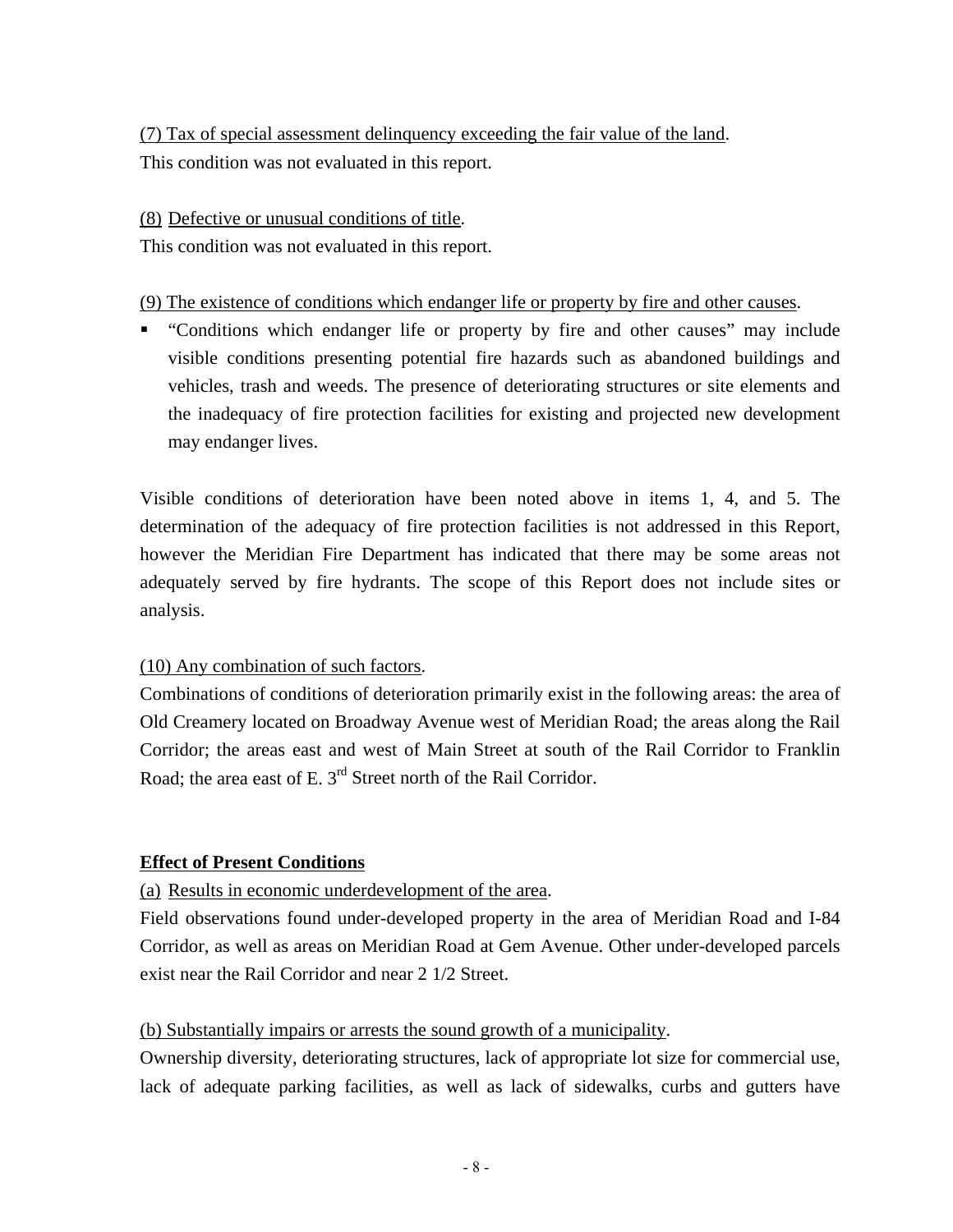<u>(7) Tax of special assessment delinquency exceeding the fair value of the land</u>.
This condition was not evaluated in this report.

<u>(8) Defective or unusual conditions of title</u>.
This condition was not evaluated in this report.

<u>(9) The existence of conditions which endanger life or property by fire and other causes</u>.

- "Conditions which endanger life or property by fire and other causes" may include visible conditions presenting potential fire hazards such as abandoned buildings and vehicles, trash and weeds. The presence of deteriorating structures or site elements and the inadequacy of fire protection facilities for existing and projected new development may endanger lives.

Visible conditions of deterioration have been noted above in items 1, 4, and 5. The determination of the adequacy of fire protection facilities is not addressed in this Report, however the Meridian Fire Department has indicated that there may be some areas not adequately served by fire hydrants. The scope of this Report does not include sites or analysis.

<u>(10) Any combination of such factors</u>.
Combinations of conditions of deterioration primarily exist in the following areas: the area of Old Creamery located on Broadway Avenue west of Meridian Road; the areas along the Rail Corridor; the areas east and west of Main Street at south of the Rail Corridor to Franklin Road; the area east of E. 3rd Street north of the Rail Corridor.

**<u>Effect of Present Conditions</u>**

<u>(a) Results in economic underdevelopment of the area</u>.
Field observations found under-developed property in the area of Meridian Road and I-84 Corridor, as well as areas on Meridian Road at Gem Avenue. Other under-developed parcels exist near the Rail Corridor and near 2 1/2 Street.

<u>(b) Substantially impairs or arrests the sound growth of a municipality</u>.
Ownership diversity, deteriorating structures, lack of appropriate lot size for commercial use, lack of adequate parking facilities, as well as lack of sidewalks, curbs and gutters have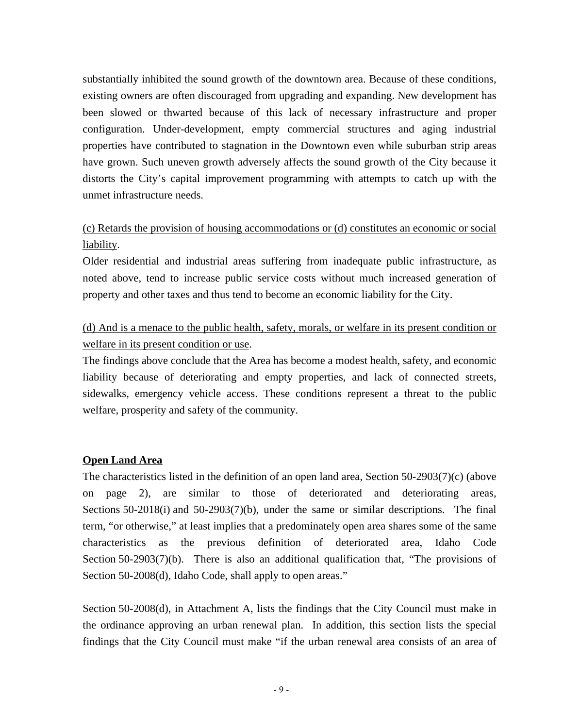substantially inhibited the sound growth of the downtown area. Because of these conditions, existing owners are often discouraged from upgrading and expanding. New development has been slowed or thwarted because of this lack of necessary infrastructure and proper configuration. Under-development, empty commercial structures and aging industrial properties have contributed to stagnation in the Downtown even while suburban strip areas have grown. Such uneven growth adversely affects the sound growth of the City because it distorts the City's capital improvement programming with attempts to catch up with the unmet infrastructure needs.

<u>(c) Retards the provision of housing accommodations or (d) constitutes an economic or social liability</u>.
Older residential and industrial areas suffering from inadequate public infrastructure, as noted above, tend to increase public service costs without much increased generation of property and other taxes and thus tend to become an economic liability for the City.

<u>(d) And is a menace to the public health, safety, morals, or welfare in its present condition or welfare in its present condition or use</u>.
The findings above conclude that the Area has become a modest health, safety, and economic liability because of deteriorating and empty properties, and lack of connected streets, sidewalks, emergency vehicle access. These conditions represent a threat to the public welfare, prosperity and safety of the community.

**<u>Open Land Area</u>**

The characteristics listed in the definition of an open land area, Section 50-2903(7)(c) (above on page 2), are similar to those of deteriorated and deteriorating areas, Sections 50-2018(i) and 50-2903(7)(b), under the same or similar descriptions. The final term, "or otherwise," at least implies that a predominately open area shares some of the same characteristics as the previous definition of deteriorated area, Idaho Code Section 50-2903(7)(b). There is also an additional qualification that, "The provisions of Section 50-2008(d), Idaho Code, shall apply to open areas."

Section 50-2008(d), in Attachment A, lists the findings that the City Council must make in the ordinance approving an urban renewal plan. In addition, this section lists the special findings that the City Council must make "if the urban renewal area consists of an area of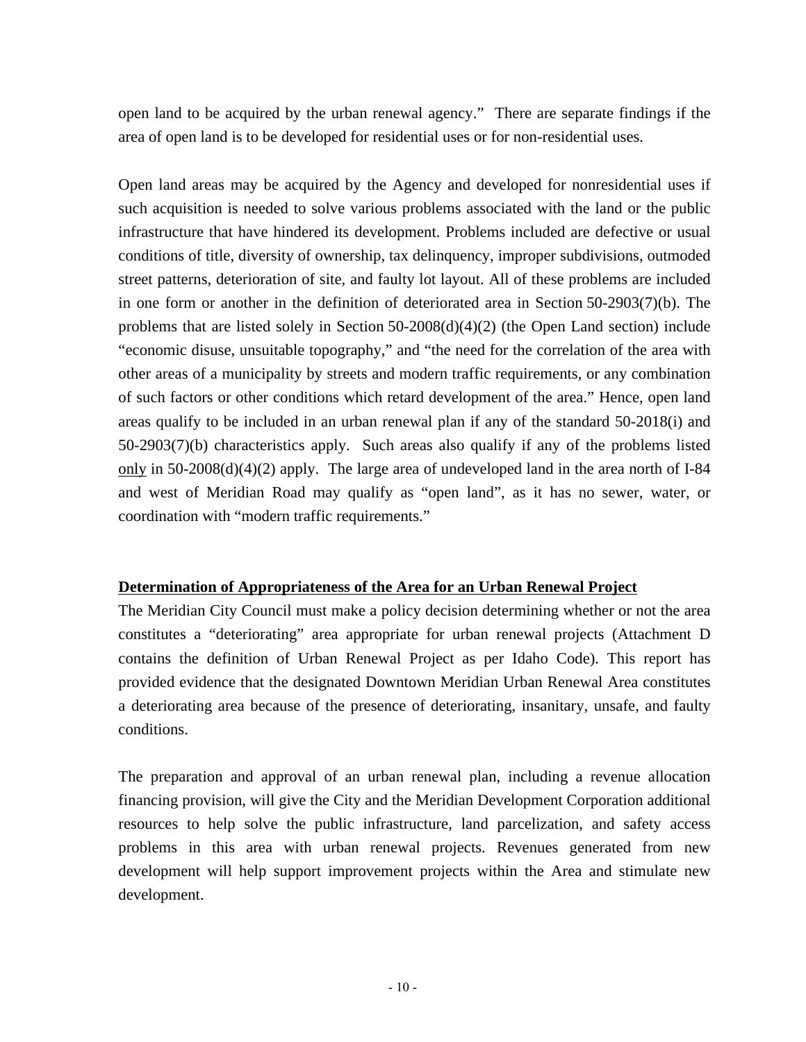open land to be acquired by the urban renewal agency." There are separate findings if the area of open land is to be developed for residential uses or for non-residential uses.

Open land areas may be acquired by the Agency and developed for nonresidential uses if such acquisition is needed to solve various problems associated with the land or the public infrastructure that have hindered its development. Problems included are defective or usual conditions of title, diversity of ownership, tax delinquency, improper subdivisions, outmoded street patterns, deterioration of site, and faulty lot layout. All of these problems are included in one form or another in the definition of deteriorated area in Section 50-2903(7)(b). The problems that are listed solely in Section 50-2008(d)(4)(2) (the Open Land section) include "economic disuse, unsuitable topography," and "the need for the correlation of the area with other areas of a municipality by streets and modern traffic requirements, or any combination of such factors or other conditions which retard development of the area." Hence, open land areas qualify to be included in an urban renewal plan if any of the standard 50-2018(i) and 50-2903(7)(b) characteristics apply. Such areas also qualify if any of the problems listed <u>only</u> in 50-2008(d)(4)(2) apply. The large area of undeveloped land in the area north of I-84 and west of Meridian Road may qualify as "open land", as it has no sewer, water, or coordination with "modern traffic requirements."

## **<u>Determination of Appropriateness of the Area for an Urban Renewal Project</u>**

The Meridian City Council must make a policy decision determining whether or not the area constitutes a "deteriorating" area appropriate for urban renewal projects (Attachment D contains the definition of Urban Renewal Project as per Idaho Code). This report has provided evidence that the designated Downtown Meridian Urban Renewal Area constitutes a deteriorating area because of the presence of deteriorating, insanitary, unsafe, and faulty conditions.

The preparation and approval of an urban renewal plan, including a revenue allocation financing provision, will give the City and the Meridian Development Corporation additional resources to help solve the public infrastructure, land parcelization, and safety access problems in this area with urban renewal projects. Revenues generated from new development will help support improvement projects within the Area and stimulate new development.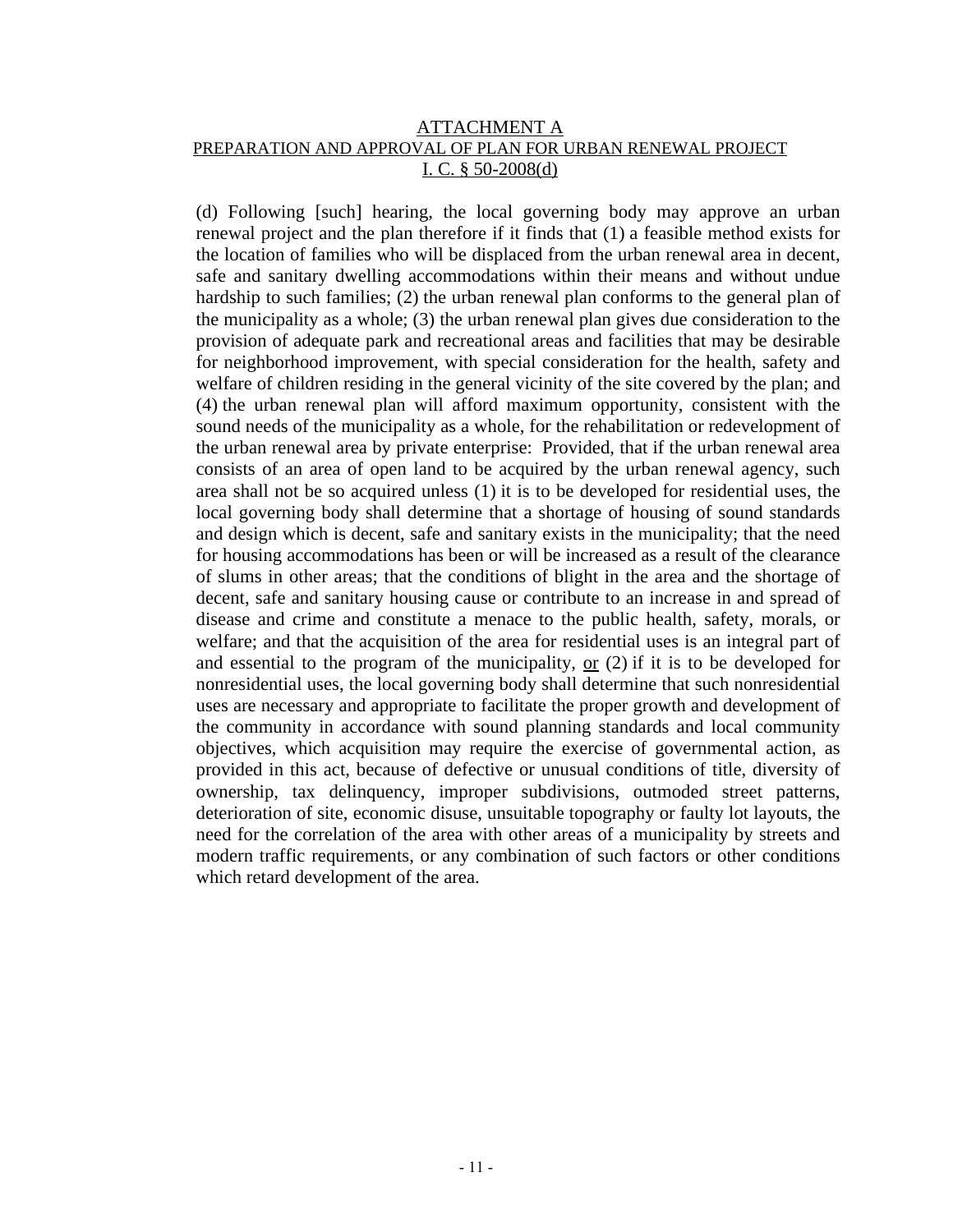## ATTACHMENT A

## PREPARATION AND APPROVAL OF PLAN FOR URBAN RENEWAL PROJECT

## I. C. § 50-2008(d)

(d) Following [such] hearing, the local governing body may approve an urban renewal project and the plan therefore if it finds that (1) a feasible method exists for the location of families who will be displaced from the urban renewal area in decent, safe and sanitary dwelling accommodations within their means and without undue hardship to such families; (2) the urban renewal plan conforms to the general plan of the municipality as a whole; (3) the urban renewal plan gives due consideration to the provision of adequate park and recreational areas and facilities that may be desirable for neighborhood improvement, with special consideration for the health, safety and welfare of children residing in the general vicinity of the site covered by the plan; and (4) the urban renewal plan will afford maximum opportunity, consistent with the sound needs of the municipality as a whole, for the rehabilitation or redevelopment of the urban renewal area by private enterprise: Provided, that if the urban renewal area consists of an area of open land to be acquired by the urban renewal agency, such area shall not be so acquired unless (1) it is to be developed for residential uses, the local governing body shall determine that a shortage of housing of sound standards and design which is decent, safe and sanitary exists in the municipality; that the need for housing accommodations has been or will be increased as a result of the clearance of slums in other areas; that the conditions of blight in the area and the shortage of decent, safe and sanitary housing cause or contribute to an increase in and spread of disease and crime and constitute a menace to the public health, safety, morals, or welfare; and that the acquisition of the area for residential uses is an integral part of and essential to the program of the municipality, <u>or</u> (2) if it is to be developed for nonresidential uses, the local governing body shall determine that such nonresidential uses are necessary and appropriate to facilitate the proper growth and development of the community in accordance with sound planning standards and local community objectives, which acquisition may require the exercise of governmental action, as provided in this act, because of defective or unusual conditions of title, diversity of ownership, tax delinquency, improper subdivisions, outmoded street patterns, deterioration of site, economic disuse, unsuitable topography or faulty lot layouts, the need for the correlation of the area with other areas of a municipality by streets and modern traffic requirements, or any combination of such factors or other conditions which retard development of the area.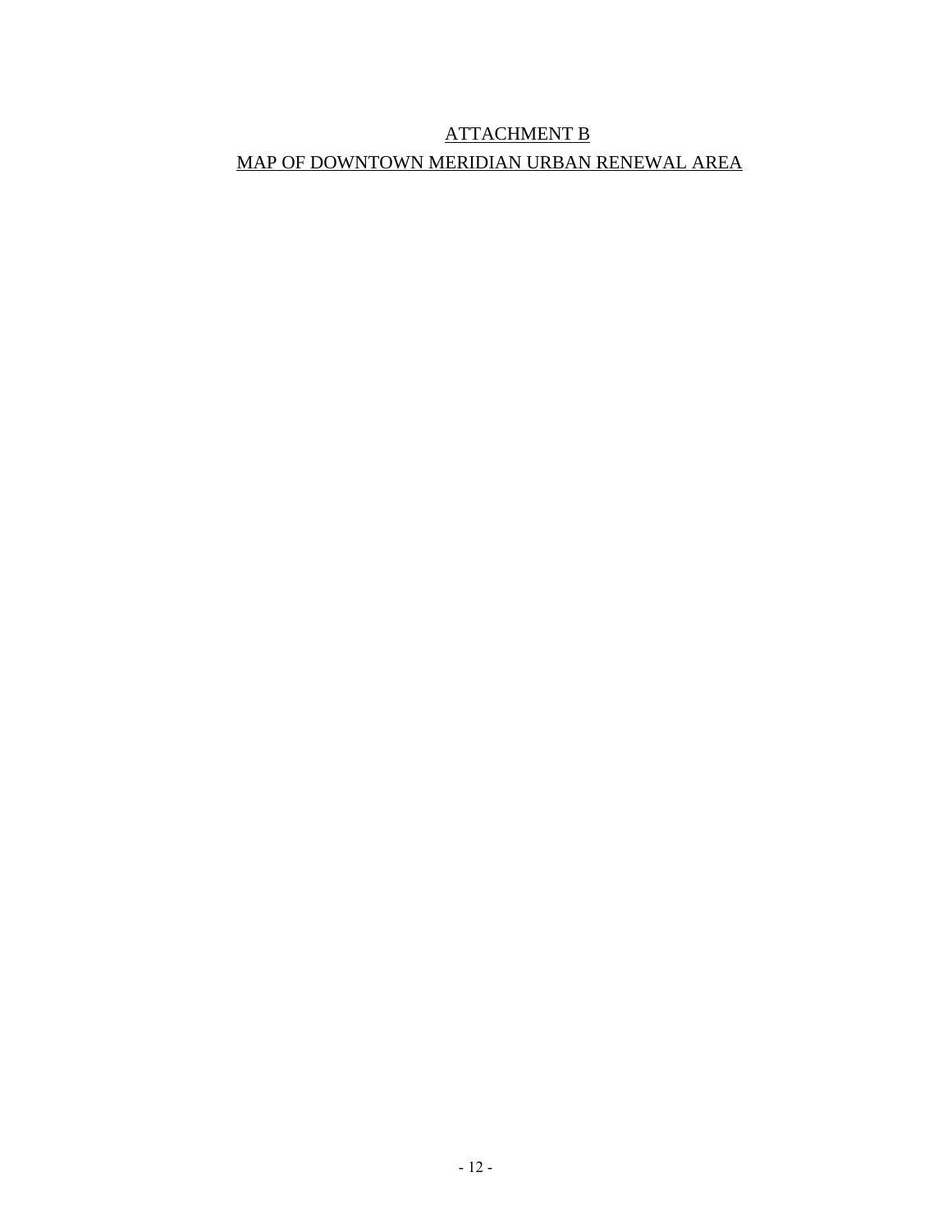## ATTACHMENT B

## MAP OF DOWNTOWN MERIDIAN URBAN RENEWAL AREA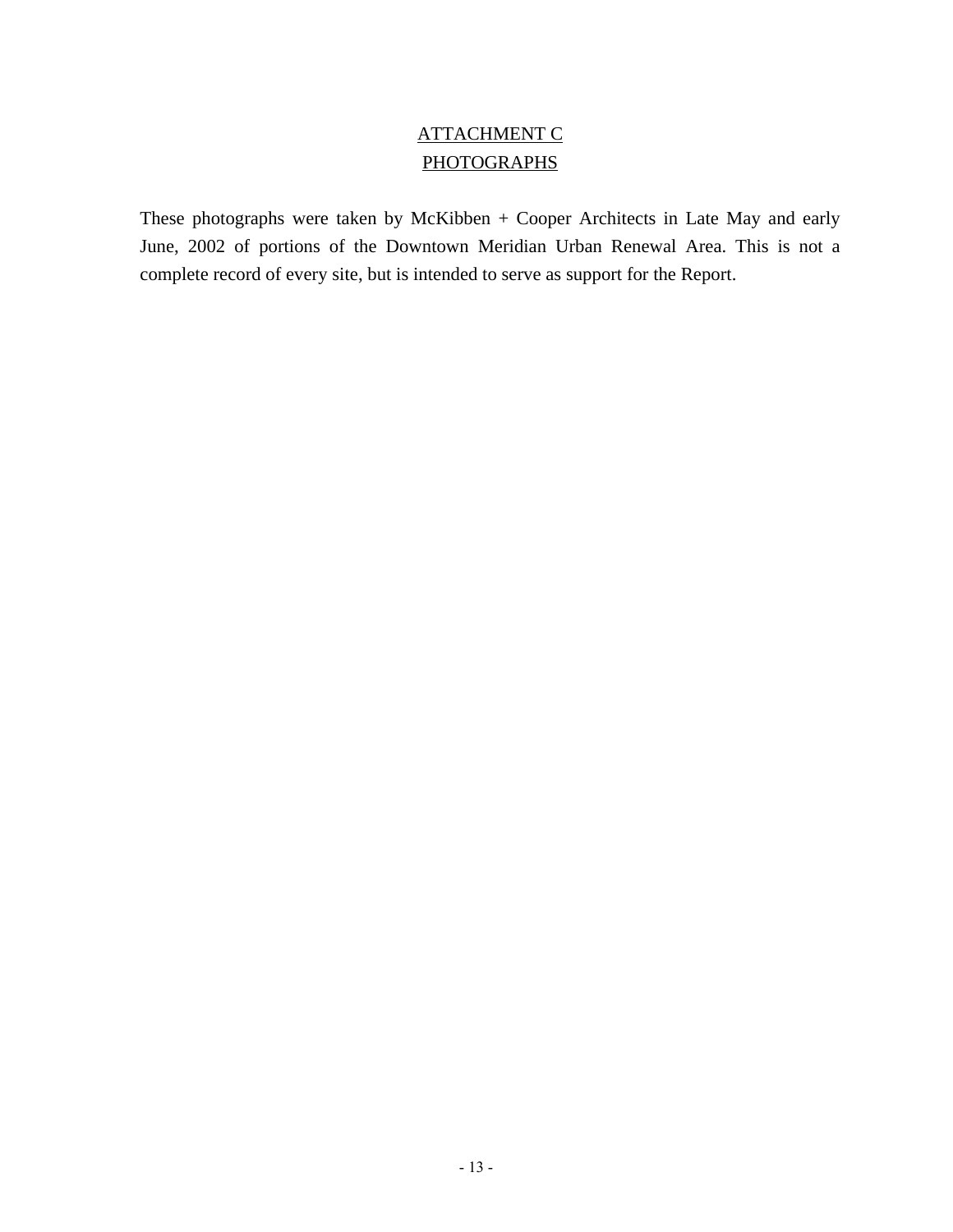# ATTACHMENT C
## PHOTOGRAPHS

These photographs were taken by McKibben + Cooper Architects in Late May and early June, 2002 of portions of the Downtown Meridian Urban Renewal Area. This is not a complete record of every site, but is intended to serve as support for the Report.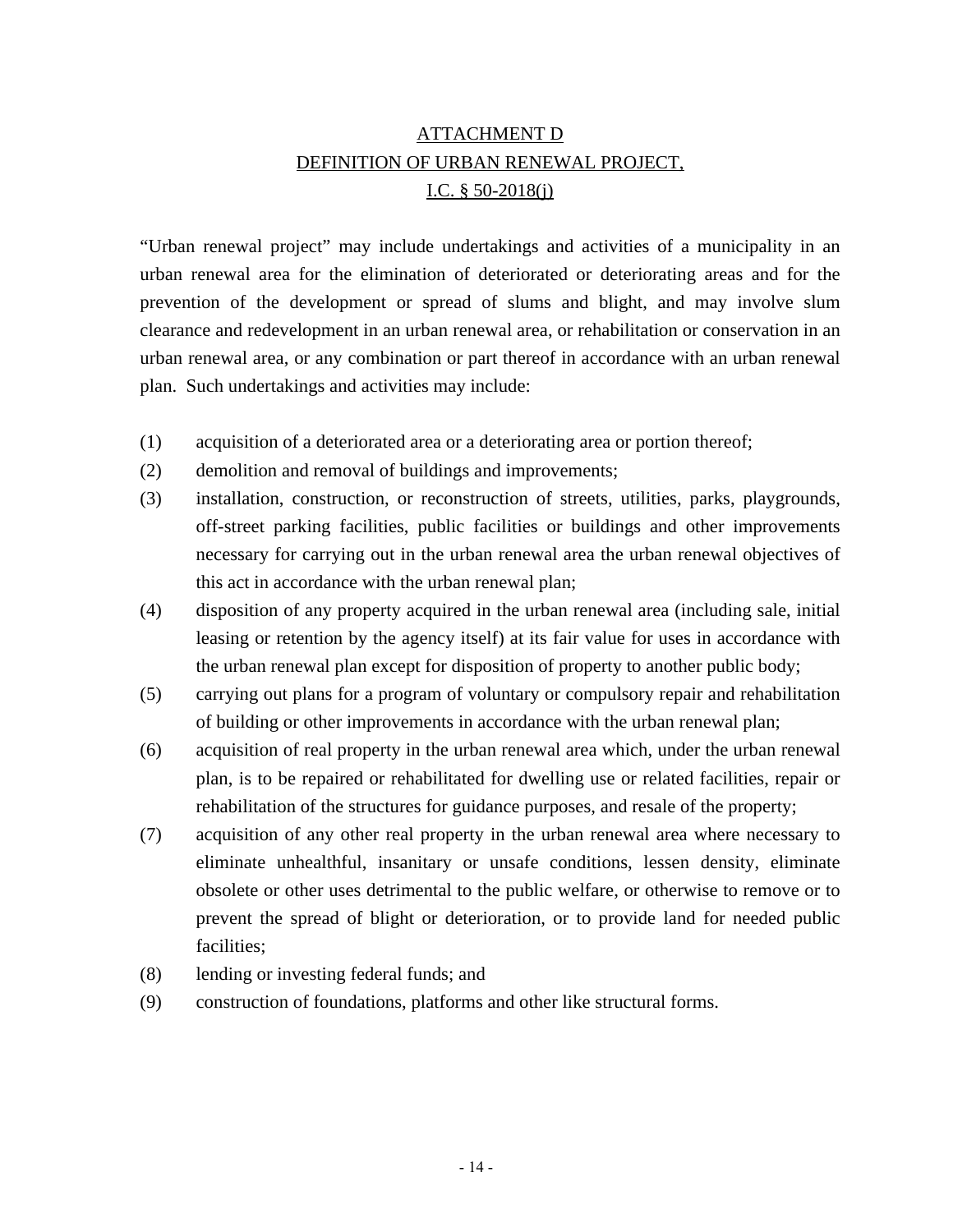# ATTACHMENT D
## DEFINITION OF URBAN RENEWAL PROJECT,
## I.C. § 50-2018(j)

"Urban renewal project" may include undertakings and activities of a municipality in an urban renewal area for the elimination of deteriorated or deteriorating areas and for the prevention of the development or spread of slums and blight, and may involve slum clearance and redevelopment in an urban renewal area, or rehabilitation or conservation in an urban renewal area, or any combination or part thereof in accordance with an urban renewal plan. Such undertakings and activities may include:

(1) acquisition of a deteriorated area or a deteriorating area or portion thereof;

(2) demolition and removal of buildings and improvements;

(3) installation, construction, or reconstruction of streets, utilities, parks, playgrounds, off-street parking facilities, public facilities or buildings and other improvements necessary for carrying out in the urban renewal area the urban renewal objectives of this act in accordance with the urban renewal plan;

(4) disposition of any property acquired in the urban renewal area (including sale, initial leasing or retention by the agency itself) at its fair value for uses in accordance with the urban renewal plan except for disposition of property to another public body;

(5) carrying out plans for a program of voluntary or compulsory repair and rehabilitation of building or other improvements in accordance with the urban renewal plan;

(6) acquisition of real property in the urban renewal area which, under the urban renewal plan, is to be repaired or rehabilitated for dwelling use or related facilities, repair or rehabilitation of the structures for guidance purposes, and resale of the property;

(7) acquisition of any other real property in the urban renewal area where necessary to eliminate unhealthful, insanitary or unsafe conditions, lessen density, eliminate obsolete or other uses detrimental to the public welfare, or otherwise to remove or to prevent the spread of blight or deterioration, or to provide land for needed public facilities;

(8) lending or investing federal funds; and

(9) construction of foundations, platforms and other like structural forms.